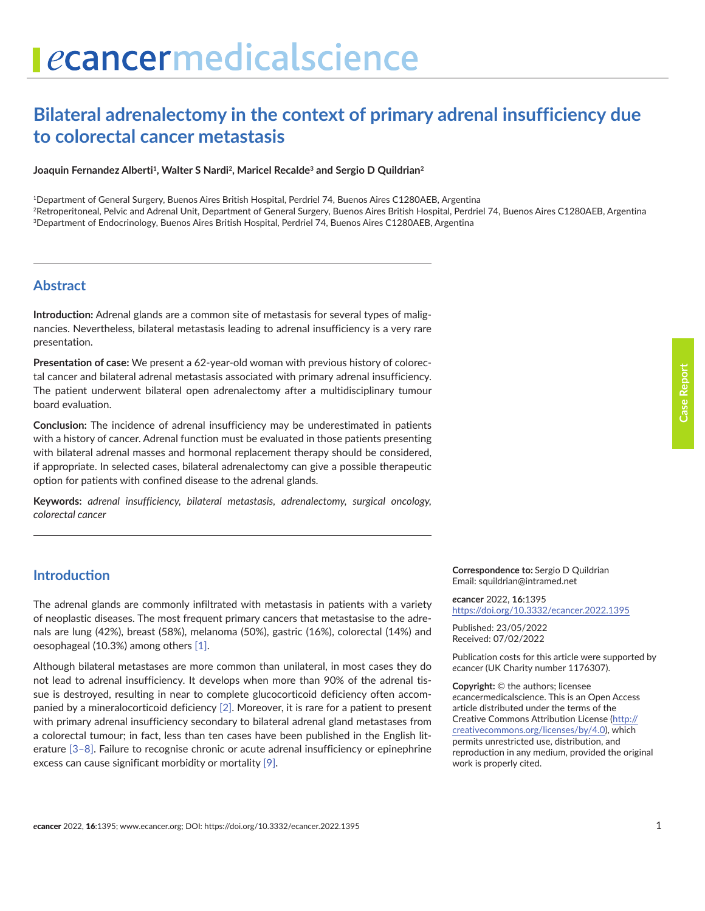# Bilateral adrenalectomy in the context of primary adrenal insufficiency due to colorectal cancer metastasis

**Joaquin Fernandez Alberti[1], Walter S Nardi[2], Maricel Recalde[3] and Sergio D Quildrian[2]**

[1]Department of General Surgery, Buenos Aires British Hospital, Perdriel 74, Buenos Aires C1280AEB, Argentina
[2]Retroperitoneal, Pelvic and Adrenal Unit, Department of General Surgery, Buenos Aires British Hospital, Perdriel 74, Buenos Aires C1280AEB, Argentina
[3]Department of Endocrinology, Buenos Aires British Hospital, Perdriel 74, Buenos Aires C1280AEB, Argentina

## Abstract

**Introduction:** Adrenal glands are a common site of metastasis for several types of malignancies. Nevertheless, bilateral metastasis leading to adrenal insufficiency is a very rare presentation.

**Presentation of case:** We present a 62-year-old woman with previous history of colorectal cancer and bilateral adrenal metastasis associated with primary adrenal insufficiency. The patient underwent bilateral open adrenalectomy after a multidisciplinary tumour board evaluation.

**Conclusion:** The incidence of adrenal insufficiency may be underestimated in patients with a history of cancer. Adrenal function must be evaluated in those patients presenting with bilateral adrenal masses and hormonal replacement therapy should be considered, if appropriate. In selected cases, bilateral adrenalectomy can give a possible therapeutic option for patients with confined disease to the adrenal glands.

**Keywords:** *adrenal insufficiency, bilateral metastasis, adrenalectomy, surgical oncology, colorectal cancer*

**Correspondence to:** Sergio D Quildrian
Email: squildrian@intramed.net

*e*cancer 2022, **16**:1395
https://doi.org/10.3332/ecancer.2022.1395

Published: 23/05/2022
Received: 07/02/2022

Publication costs for this article were supported by *e*cancer (UK Charity number 1176307).

**Copyright:** © the authors; licensee *e*cancermedicalscience. This is an Open Access article distributed under the terms of the Creative Commons Attribution License (http://creativecommons.org/licenses/by/4.0), which permits unrestricted use, distribution, and reproduction in any medium, provided the original work is properly cited.

## Introduction

The adrenal glands are commonly infiltrated with metastasis in patients with a variety of neoplastic diseases. The most frequent primary cancers that metastasise to the adrenals are lung (42%), breast (58%), melanoma (50%), gastric (16%), colorectal (14%) and oesophageal (10.3%) among others [1].

Although bilateral metastases are more common than unilateral, in most cases they do not lead to adrenal insufficiency. It develops when more than 90% of the adrenal tissue is destroyed, resulting in near to complete glucocorticoid deficiency often accompanied by a mineralocorticoid deficiency [2]. Moreover, it is rare for a patient to present with primary adrenal insufficiency secondary to bilateral adrenal gland metastases from a colorectal tumour; in fact, less than ten cases have been published in the English literature [3–8]. Failure to recognise chronic or acute adrenal insufficiency or epinephrine excess can cause significant morbidity or mortality [9].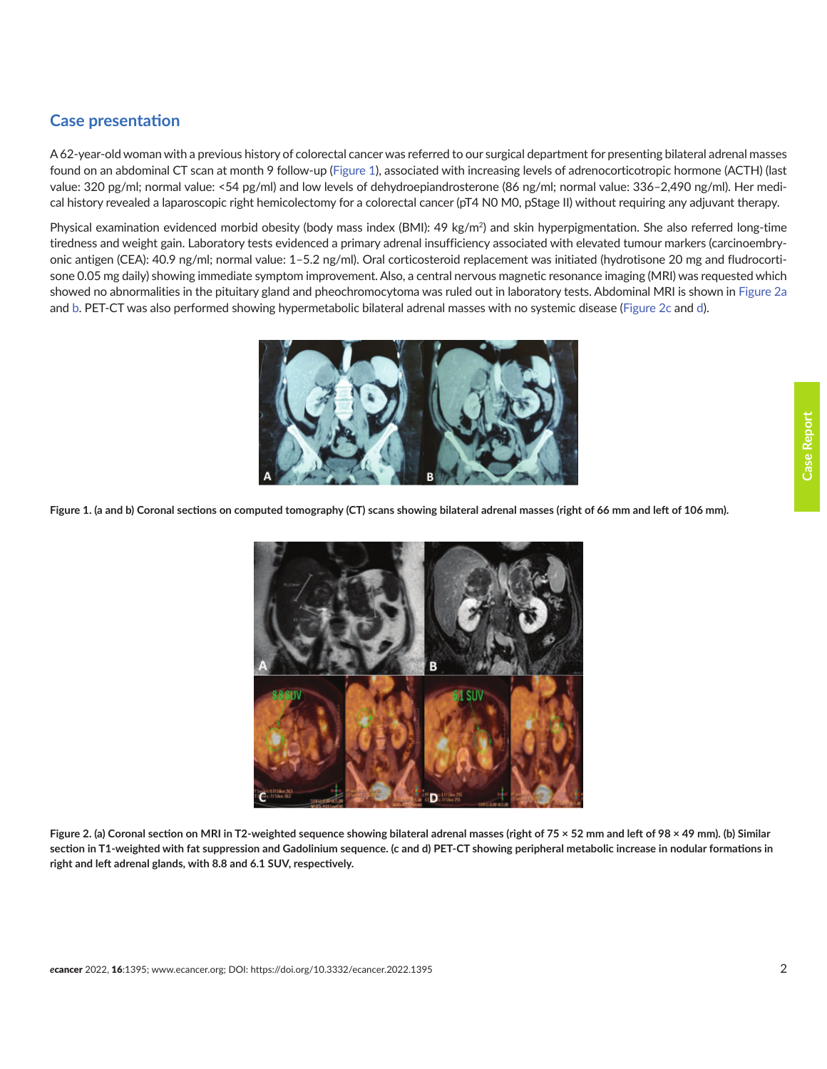## Case presentation

A 62-year-old woman with a previous history of colorectal cancer was referred to our surgical department for presenting bilateral adrenal masses found on an abdominal CT scan at month 9 follow-up (Figure 1), associated with increasing levels of adrenocorticotropic hormone (ACTH) (last value: 320 pg/ml; normal value: <54 pg/ml) and low levels of dehydroepiandrosterone (86 ng/ml; normal value: 336–2,490 ng/ml). Her medical history revealed a laparoscopic right hemicolectomy for a colorectal cancer (pT4 N0 M0, pStage II) without requiring any adjuvant therapy.

Physical examination evidenced morbid obesity (body mass index (BMI): 49 kg/m$^2$) and skin hyperpigmentation. She also referred long-time tiredness and weight gain. Laboratory tests evidenced a primary adrenal insufficiency associated with elevated tumour markers (carcinoembryonic antigen (CEA): 40.9 ng/ml; normal value: 1–5.2 ng/ml). Oral corticosteroid replacement was initiated (hydrotisone 20 mg and fludrocortisone 0.05 mg daily) showing immediate symptom improvement. Also, a central nervous magnetic resonance imaging (MRI) was requested which showed no abnormalities in the pituitary gland and pheochromocytoma was ruled out in laboratory tests. Abdominal MRI is shown in Figure 2a and b. PET-CT was also performed showing hypermetabolic bilateral adrenal masses with no systemic disease (Figure 2c and d).

**Figure 1. (a and b) Coronal sections on computed tomography (CT) scans showing bilateral adrenal masses (right of 66 mm and left of 106 mm).**

**Figure 2. (a) Coronal section on MRI in T2-weighted sequence showing bilateral adrenal masses (right of 75 × 52 mm and left of 98 × 49 mm). (b) Similar section in T1-weighted with fat suppression and Gadolinium sequence. (c and d) PET-CT showing peripheral metabolic increase in nodular formations in right and left adrenal glands, with 8.8 and 6.1 SUV, respectively.**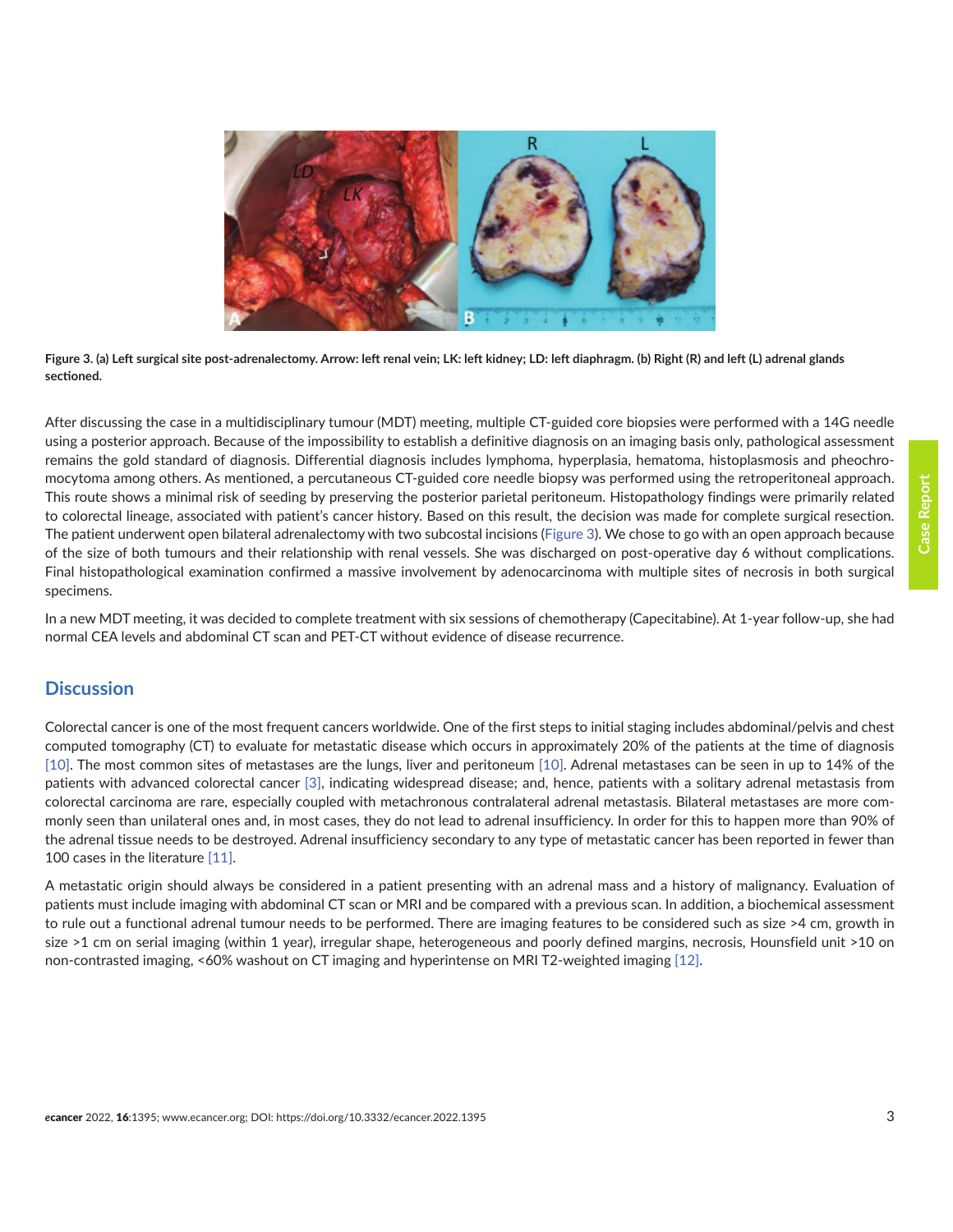Figure 3. (a) Left surgical site post-adrenalectomy. Arrow: left renal vein; LK: left kidney; LD: left diaphragm. (b) Right (R) and left (L) adrenal glands sectioned.

After discussing the case in a multidisciplinary tumour (MDT) meeting, multiple CT-guided core biopsies were performed with a 14G needle using a posterior approach. Because of the impossibility to establish a definitive diagnosis on an imaging basis only, pathological assessment remains the gold standard of diagnosis. Differential diagnosis includes lymphoma, hyperplasia, hematoma, histoplasmosis and pheochromocytoma among others. As mentioned, a percutaneous CT-guided core needle biopsy was performed using the retroperitoneal approach. This route shows a minimal risk of seeding by preserving the posterior parietal peritoneum. Histopathology findings were primarily related to colorectal lineage, associated with patient's cancer history. Based on this result, the decision was made for complete surgical resection. The patient underwent open bilateral adrenalectomy with two subcostal incisions (Figure 3). We chose to go with an open approach because of the size of both tumours and their relationship with renal vessels. She was discharged on post-operative day 6 without complications. Final histopathological examination confirmed a massive involvement by adenocarcinoma with multiple sites of necrosis in both surgical specimens.

In a new MDT meeting, it was decided to complete treatment with six sessions of chemotherapy (Capecitabine). At 1-year follow-up, she had normal CEA levels and abdominal CT scan and PET-CT without evidence of disease recurrence.

## Discussion

Colorectal cancer is one of the most frequent cancers worldwide. One of the first steps to initial staging includes abdominal/pelvis and chest computed tomography (CT) to evaluate for metastatic disease which occurs in approximately 20% of the patients at the time of diagnosis [10]. The most common sites of metastases are the lungs, liver and peritoneum [10]. Adrenal metastases can be seen in up to 14% of the patients with advanced colorectal cancer [3], indicating widespread disease; and, hence, patients with a solitary adrenal metastasis from colorectal carcinoma are rare, especially coupled with metachronous contralateral adrenal metastasis. Bilateral metastases are more commonly seen than unilateral ones and, in most cases, they do not lead to adrenal insufficiency. In order for this to happen more than 90% of the adrenal tissue needs to be destroyed. Adrenal insufficiency secondary to any type of metastatic cancer has been reported in fewer than 100 cases in the literature [11].

A metastatic origin should always be considered in a patient presenting with an adrenal mass and a history of malignancy. Evaluation of patients must include imaging with abdominal CT scan or MRI and be compared with a previous scan. In addition, a biochemical assessment to rule out a functional adrenal tumour needs to be performed. There are imaging features to be considered such as size >4 cm, growth in size >1 cm on serial imaging (within 1 year), irregular shape, heterogeneous and poorly defined margins, necrosis, Hounsfield unit >10 on non-contrasted imaging, <60% washout on CT imaging and hyperintense on MRI T2-weighted imaging [12].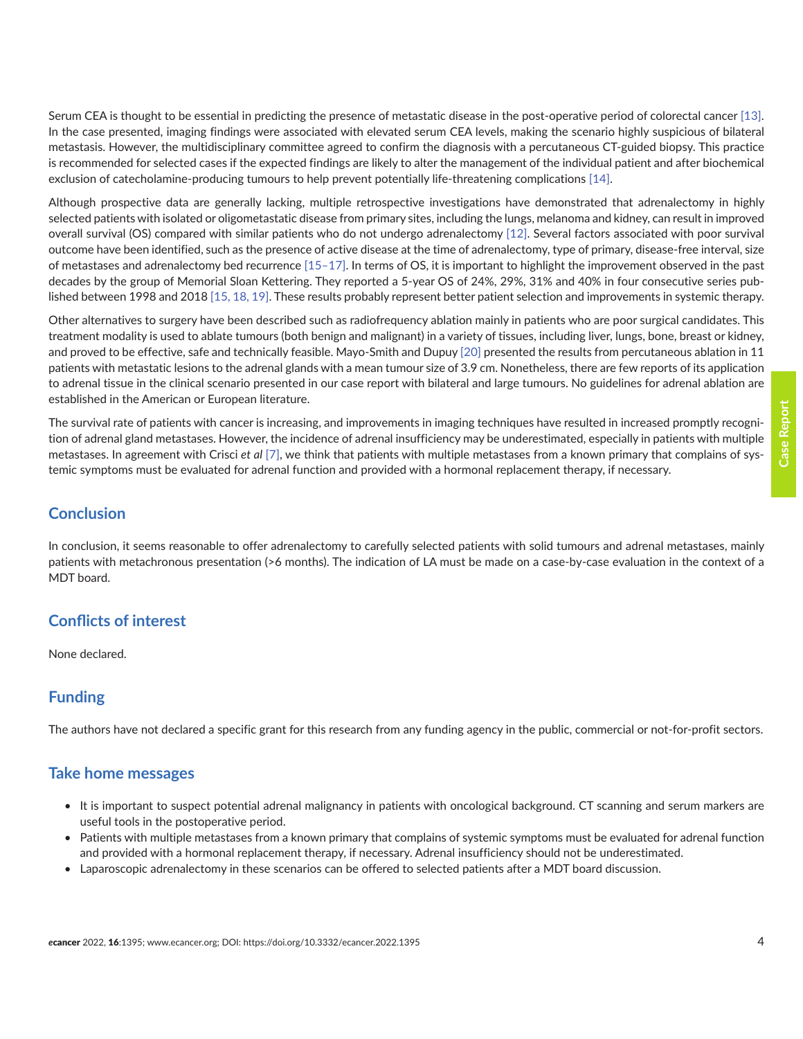Serum CEA is thought to be essential in predicting the presence of metastatic disease in the post-operative period of colorectal cancer [13]. In the case presented, imaging findings were associated with elevated serum CEA levels, making the scenario highly suspicious of bilateral metastasis. However, the multidisciplinary committee agreed to confirm the diagnosis with a percutaneous CT-guided biopsy. This practice is recommended for selected cases if the expected findings are likely to alter the management of the individual patient and after biochemical exclusion of catecholamine-producing tumours to help prevent potentially life-threatening complications [14].

Although prospective data are generally lacking, multiple retrospective investigations have demonstrated that adrenalectomy in highly selected patients with isolated or oligometastatic disease from primary sites, including the lungs, melanoma and kidney, can result in improved overall survival (OS) compared with similar patients who do not undergo adrenalectomy [12]. Several factors associated with poor survival outcome have been identified, such as the presence of active disease at the time of adrenalectomy, type of primary, disease-free interval, size of metastases and adrenalectomy bed recurrence [15–17]. In terms of OS, it is important to highlight the improvement observed in the past decades by the group of Memorial Sloan Kettering. They reported a 5-year OS of 24%, 29%, 31% and 40% in four consecutive series published between 1998 and 2018 [15, 18, 19]. These results probably represent better patient selection and improvements in systemic therapy.

Other alternatives to surgery have been described such as radiofrequency ablation mainly in patients who are poor surgical candidates. This treatment modality is used to ablate tumours (both benign and malignant) in a variety of tissues, including liver, lungs, bone, breast or kidney, and proved to be effective, safe and technically feasible. Mayo-Smith and Dupuy [20] presented the results from percutaneous ablation in 11 patients with metastatic lesions to the adrenal glands with a mean tumour size of 3.9 cm. Nonetheless, there are few reports of its application to adrenal tissue in the clinical scenario presented in our case report with bilateral and large tumours. No guidelines for adrenal ablation are established in the American or European literature.

The survival rate of patients with cancer is increasing, and improvements in imaging techniques have resulted in increased promptly recognition of adrenal gland metastases. However, the incidence of adrenal insufficiency may be underestimated, especially in patients with multiple metastases. In agreement with Crisci *et al* [7], we think that patients with multiple metastases from a known primary that complains of systemic symptoms must be evaluated for adrenal function and provided with a hormonal replacement therapy, if necessary.

## Conclusion

In conclusion, it seems reasonable to offer adrenalectomy to carefully selected patients with solid tumours and adrenal metastases, mainly patients with metachronous presentation (>6 months). The indication of LA must be made on a case-by-case evaluation in the context of a MDT board.

## Conflicts of interest

None declared.

## Funding

The authors have not declared a specific grant for this research from any funding agency in the public, commercial or not-for-profit sectors.

## Take home messages

- It is important to suspect potential adrenal malignancy in patients with oncological background. CT scanning and serum markers are useful tools in the postoperative period.
- Patients with multiple metastases from a known primary that complains of systemic symptoms must be evaluated for adrenal function and provided with a hormonal replacement therapy, if necessary. Adrenal insufficiency should not be underestimated.
- Laparoscopic adrenalectomy in these scenarios can be offered to selected patients after a MDT board discussion.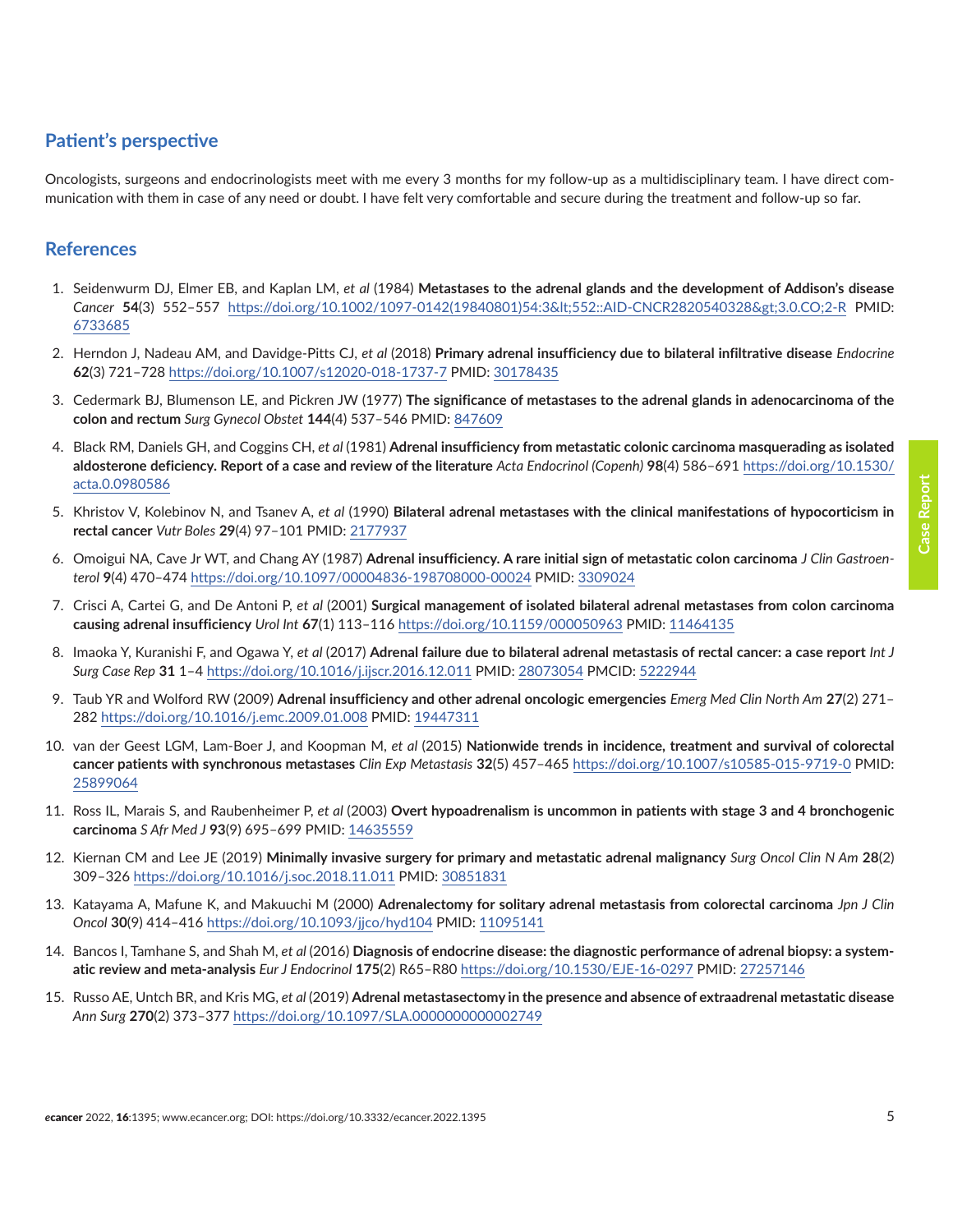## Patient's perspective

Oncologists, surgeons and endocrinologists meet with me every 3 months for my follow-up as a multidisciplinary team. I have direct communication with them in case of any need or doubt. I have felt very comfortable and secure during the treatment and follow-up so far.

## References

1. Seidenwurm DJ, Elmer EB, and Kaplan LM, *et al* (1984) **Metastases to the adrenal glands and the development of Addison's disease** *Cancer* **54**(3) 552–557 https://doi.org/10.1002/1097-0142(19840801)54:3&lt;552::AID-CNCR2820540328&gt;3.0.CO;2-R PMID: 6733685
2. Herndon J, Nadeau AM, and Davidge-Pitts CJ, *et al* (2018) **Primary adrenal insufficiency due to bilateral infiltrative disease** *Endocrine* **62**(3) 721–728 https://doi.org/10.1007/s12020-018-1737-7 PMID: 30178435
3. Cedermark BJ, Blumenson LE, and Pickren JW (1977) **The significance of metastases to the adrenal glands in adenocarcinoma of the colon and rectum** *Surg Gynecol Obstet* **144**(4) 537–546 PMID: 847609
4. Black RM, Daniels GH, and Coggins CH, *et al* (1981) **Adrenal insufficiency from metastatic colonic carcinoma masquerading as isolated aldosterone deficiency. Report of a case and review of the literature** *Acta Endocrinol (Copenh)* **98**(4) 586–691 https://doi.org/10.1530/acta.0.0980586
5. Khristov V, Kolebinov N, and Tsanev A, *et al* (1990) **Bilateral adrenal metastases with the clinical manifestations of hypocorticism in rectal cancer** *Vutr Boles* **29**(4) 97–101 PMID: 2177937
6. Omoigui NA, Cave Jr WT, and Chang AY (1987) **Adrenal insufficiency. A rare initial sign of metastatic colon carcinoma** *J Clin Gastroenterol* **9**(4) 470–474 https://doi.org/10.1097/00004836-198708000-00024 PMID: 3309024
7. Crisci A, Cartei G, and De Antoni P, *et al* (2001) **Surgical management of isolated bilateral adrenal metastases from colon carcinoma causing adrenal insufficiency** *Urol Int* **67**(1) 113–116 https://doi.org/10.1159/000050963 PMID: 11464135
8. Imaoka Y, Kuranishi F, and Ogawa Y, *et al* (2017) **Adrenal failure due to bilateral adrenal metastasis of rectal cancer: a case report** *Int J Surg Case Rep* **31** 1–4 https://doi.org/10.1016/j.ijscr.2016.12.011 PMID: 28073054 PMCID: 5222944
9. Taub YR and Wolford RW (2009) **Adrenal insufficiency and other adrenal oncologic emergencies** *Emerg Med Clin North Am* **27**(2) 271–282 https://doi.org/10.1016/j.emc.2009.01.008 PMID: 19447311
10. van der Geest LGM, Lam-Boer J, and Koopman M, *et al* (2015) **Nationwide trends in incidence, treatment and survival of colorectal cancer patients with synchronous metastases** *Clin Exp Metastasis* **32**(5) 457–465 https://doi.org/10.1007/s10585-015-9719-0 PMID: 25899064
11. Ross IL, Marais S, and Raubenheimer P, *et al* (2003) **Overt hypoadrenalism is uncommon in patients with stage 3 and 4 bronchogenic carcinoma** *S Afr Med J* **93**(9) 695–699 PMID: 14635559
12. Kiernan CM and Lee JE (2019) **Minimally invasive surgery for primary and metastatic adrenal malignancy** *Surg Oncol Clin N Am* **28**(2) 309–326 https://doi.org/10.1016/j.soc.2018.11.011 PMID: 30851831
13. Katayama A, Mafune K, and Makuuchi M (2000) **Adrenalectomy for solitary adrenal metastasis from colorectal carcinoma** *Jpn J Clin Oncol* **30**(9) 414–416 https://doi.org/10.1093/jjco/hyd104 PMID: 11095141
14. Bancos I, Tamhane S, and Shah M, *et al* (2016) **Diagnosis of endocrine disease: the diagnostic performance of adrenal biopsy: a systematic review and meta-analysis** *Eur J Endocrinol* **175**(2) R65–R80 https://doi.org/10.1530/EJE-16-0297 PMID: 27257146
15. Russo AE, Untch BR, and Kris MG, *et al* (2019) **Adrenal metastasectomy in the presence and absence of extraadrenal metastatic disease** *Ann Surg* **270**(2) 373–377 https://doi.org/10.1097/SLA.0000000000002749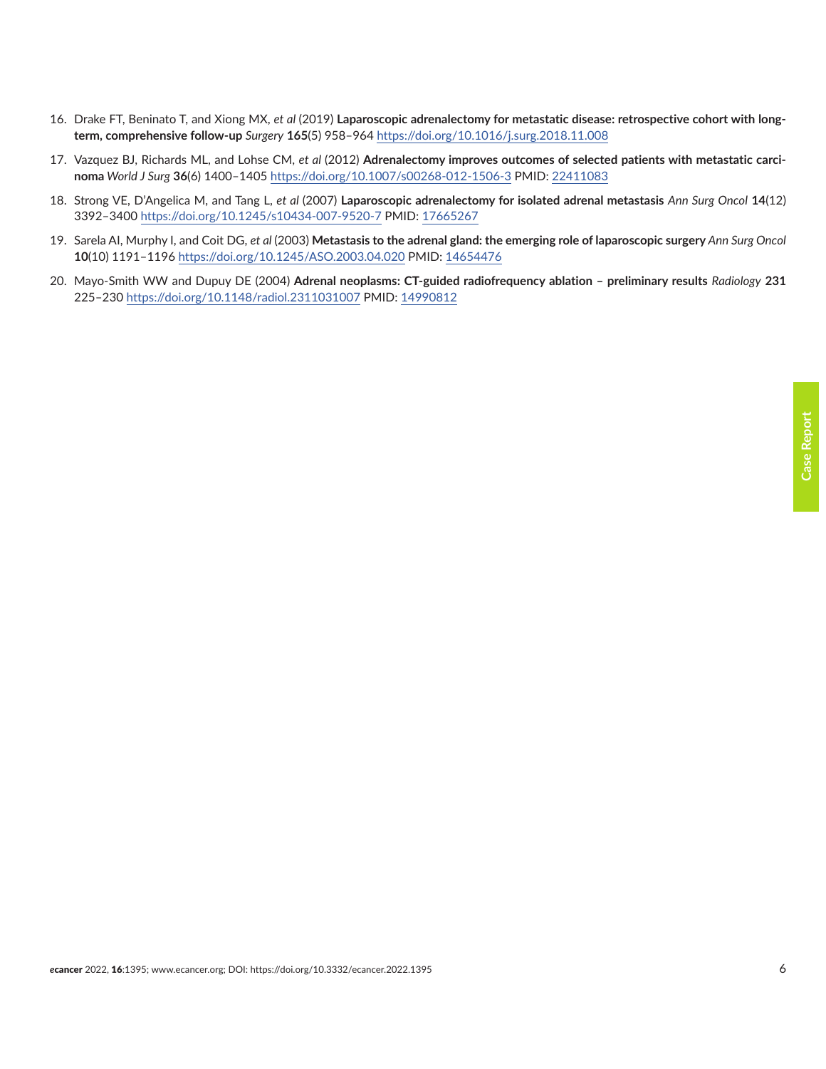16. Drake FT, Beninato T, and Xiong MX, *et al* (2019) **Laparoscopic adrenalectomy for metastatic disease: retrospective cohort with long-term, comprehensive follow-up** *Surgery* **165**(5) 958–964 https://doi.org/10.1016/j.surg.2018.11.008

17. Vazquez BJ, Richards ML, and Lohse CM, *et al* (2012) **Adrenalectomy improves outcomes of selected patients with metastatic carcinoma** *World J Surg* **36**(6) 1400–1405 https://doi.org/10.1007/s00268-012-1506-3 PMID: 22411083

18. Strong VE, D'Angelica M, and Tang L, *et al* (2007) **Laparoscopic adrenalectomy for isolated adrenal metastasis** *Ann Surg Oncol* **14**(12) 3392–3400 https://doi.org/10.1245/s10434-007-9520-7 PMID: 17665267

19. Sarela AI, Murphy I, and Coit DG, *et al* (2003) **Metastasis to the adrenal gland: the emerging role of laparoscopic surgery** *Ann Surg Oncol* **10**(10) 1191–1196 https://doi.org/10.1245/ASO.2003.04.020 PMID: 14654476

20. Mayo-Smith WW and Dupuy DE (2004) **Adrenal neoplasms: CT-guided radiofrequency ablation – preliminary results** *Radiology* **231** 225–230 https://doi.org/10.1148/radiol.2311031007 PMID: 14990812